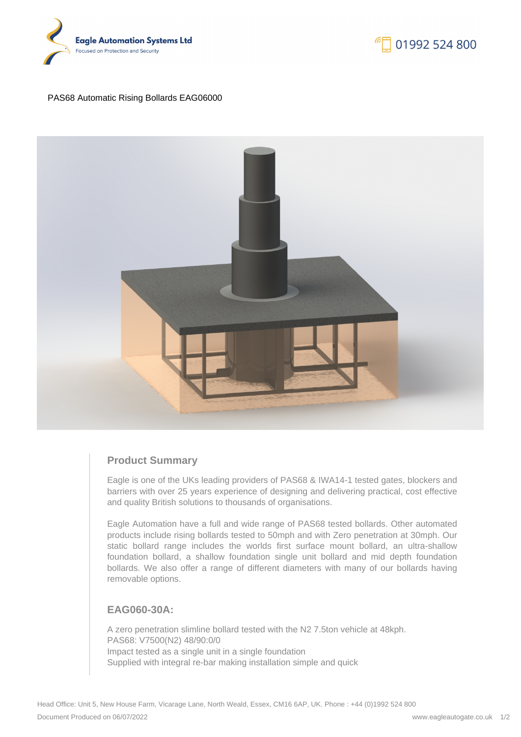Eagle Automation Systems Ltd
Focused on Protection and Security

01992 524 800

PAS68 Automatic Rising Bollards EAG06000

## Product Summary

Eagle is one of the UKs leading providers of PAS68 & IWA14-1 tested gates, blockers and barriers with over 25 years experience of designing and delivering practical, cost effective and quality British solutions to thousands of organisations.

Eagle Automation have a full and wide range of PAS68 tested bollards. Other automated products include rising bollards tested to 50mph and with Zero penetration at 30mph. Our static bollard range includes the worlds first surface mount bollard, an ultra-shallow foundation bollard, a shallow foundation single unit bollard and mid depth foundation bollards. We also offer a range of different diameters with many of our bollards having removable options.

## EAG060-30A:

A zero penetration slimline bollard tested with the N2 7.5ton vehicle at 48kph.
PAS68: V7500(N2) 48/90:0/0
Impact tested as a single unit in a single foundation
Supplied with integral re-bar making installation simple and quick

Head Office: Unit 5, New House Farm, Vicarage Lane, North Weald, Essex, CM16 6AP, UK. Phone : +44 (0)1992 524 800

Document Produced on 06/07/2022

www.eagleautogate.co.uk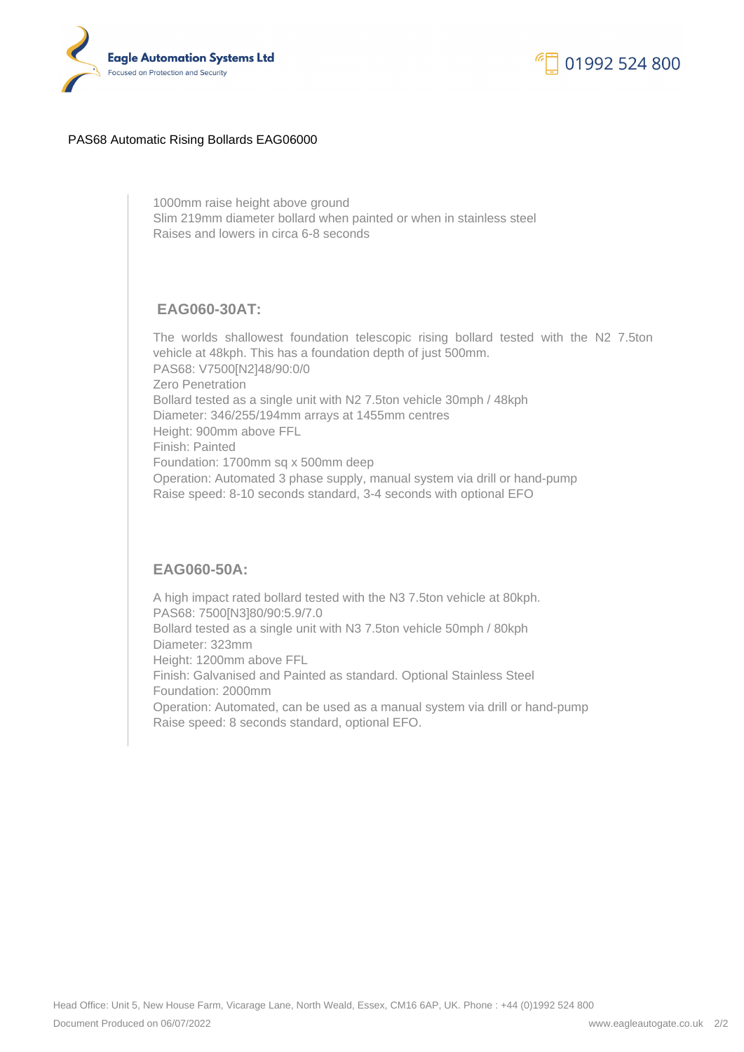PAS68 Automatic Rising Bollards EAG06000

1000mm raise height above ground
Slim 219mm diameter bollard when painted or when in stainless steel
Raises and lowers in circa 6-8 seconds

### EAG060-30AT:

The worlds shallowest foundation telescopic rising bollard tested with the N2 7.5ton vehicle at 48kph. This has a foundation depth of just 500mm.
PAS68: V7500[N2]48/90:0/0
Zero Penetration
Bollard tested as a single unit with N2 7.5ton vehicle 30mph / 48kph
Diameter: 346/255/194mm arrays at 1455mm centres
Height: 900mm above FFL
Finish: Painted
Foundation: 1700mm sq x 500mm deep
Operation: Automated 3 phase supply, manual system via drill or hand-pump
Raise speed: 8-10 seconds standard, 3-4 seconds with optional EFO

### EAG060-50A:

A high impact rated bollard tested with the N3 7.5ton vehicle at 80kph.
PAS68: 7500[N3]80/90:5.9/7.0
Bollard tested as a single unit with N3 7.5ton vehicle 50mph / 80kph
Diameter: 323mm
Height: 1200mm above FFL
Finish: Galvanised and Painted as standard. Optional Stainless Steel
Foundation: 2000mm
Operation: Automated, can be used as a manual system via drill or hand-pump
Raise speed: 8 seconds standard, optional EFO.

Head Office: Unit 5, New House Farm, Vicarage Lane, North Weald, Essex, CM16 6AP, UK. Phone : +44 (0)1992 524 800
Document Produced on 06/07/2022